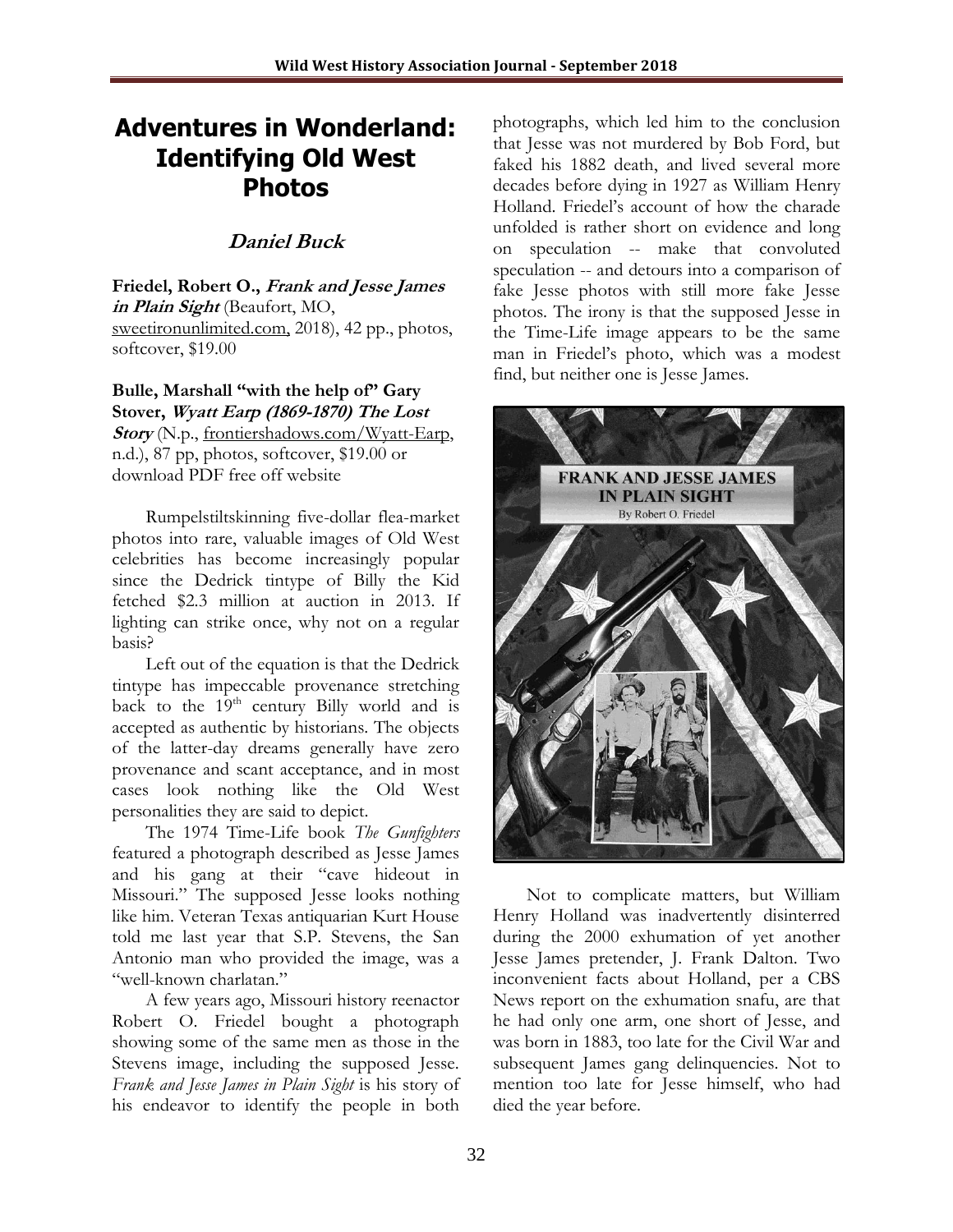# Adventures in Wonderland: Identifying Old West Photos

## *Daniel Buck*

**Friedel, Robert O., *Frank and Jesse James in Plain Sight*** (Beaufort, MO, sweetironunlimited.com, 2018), 42 pp., photos, softcover, $19.00

**Bulle, Marshall "with the help of" Gary Stover, *Wyatt Earp (1869-1870) The Lost Story*** (N.p., frontiershadows.com/Wyatt-Earp, n.d.), 87 pp, photos, softcover, $19.00 or download PDF free off website

Rumpelstiltskinning five-dollar flea-market photos into rare, valuable images of Old West celebrities has become increasingly popular since the Dedrick tintype of Billy the Kid fetched $2.3 million at auction in 2013. If lighting can strike once, why not on a regular basis?

Left out of the equation is that the Dedrick tintype has impeccable provenance stretching back to the 19th century Billy world and is accepted as authentic by historians. The objects of the latter-day dreams generally have zero provenance and scant acceptance, and in most cases look nothing like the Old West personalities they are said to depict.

The 1974 Time-Life book *The Gunfighters* featured a photograph described as Jesse James and his gang at their "cave hideout in Missouri." The supposed Jesse looks nothing like him. Veteran Texas antiquarian Kurt House told me last year that S.P. Stevens, the San Antonio man who provided the image, was a "well-known charlatan."

A few years ago, Missouri history reenactor Robert O. Friedel bought a photograph showing some of the same men as those in the Stevens image, including the supposed Jesse. *Frank and Jesse James in Plain Sight* is his story of his endeavor to identify the people in both photographs, which led him to the conclusion that Jesse was not murdered by Bob Ford, but faked his 1882 death, and lived several more decades before dying in 1927 as William Henry Holland. Friedel's account of how the charade unfolded is rather short on evidence and long on speculation -- make that convoluted speculation -- and detours into a comparison of fake Jesse photos with still more fake Jesse photos. The irony is that the supposed Jesse in the Time-Life image appears to be the same man in Friedel's photo, which was a modest find, but neither one is Jesse James.

Not to complicate matters, but William Henry Holland was inadvertently disinterred during the 2000 exhumation of yet another Jesse James pretender, J. Frank Dalton. Two inconvenient facts about Holland, per a CBS News report on the exhumation snafu, are that he had only one arm, one short of Jesse, and was born in 1883, too late for the Civil War and subsequent James gang delinquencies. Not to mention too late for Jesse himself, who had died the year before.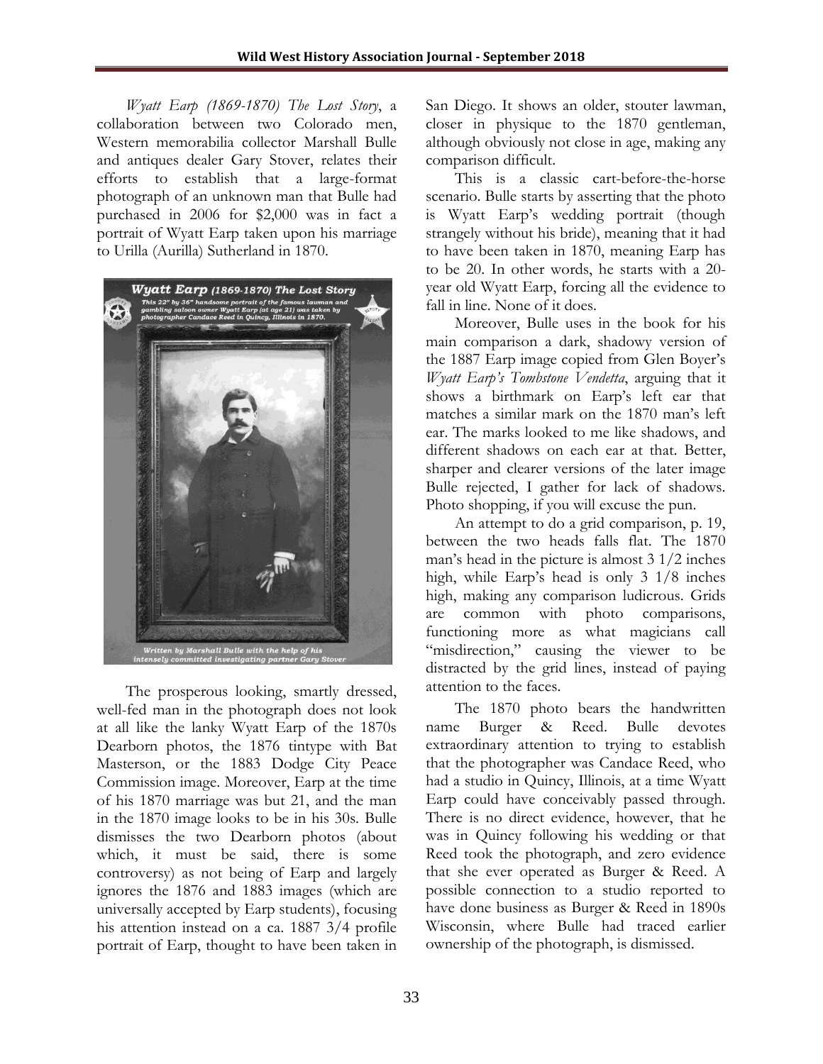*Wyatt Earp (1869-1870) The Lost Story*, a collaboration between two Colorado men, Western memorabilia collector Marshall Bulle and antiques dealer Gary Stover, relates their efforts to establish that a large-format photograph of an unknown man that Bulle had purchased in 2006 for $2,000 was in fact a portrait of Wyatt Earp taken upon his marriage to Urilla (Aurilla) Sutherland in 1870.

The prosperous looking, smartly dressed, well-fed man in the photograph does not look at all like the lanky Wyatt Earp of the 1870s Dearborn photos, the 1876 tintype with Bat Masterson, or the 1883 Dodge City Peace Commission image. Moreover, Earp at the time of his 1870 marriage was but 21, and the man in the 1870 image looks to be in his 30s. Bulle dismisses the two Dearborn photos (about which, it must be said, there is some controversy) as not being of Earp and largely ignores the 1876 and 1883 images (which are universally accepted by Earp students), focusing his attention instead on a ca. 1887 3/4 profile portrait of Earp, thought to have been taken in San Diego. It shows an older, stouter lawman, closer in physique to the 1870 gentleman, although obviously not close in age, making any comparison difficult.

This is a classic cart-before-the-horse scenario. Bulle starts by asserting that the photo is Wyatt Earp's wedding portrait (though strangely without his bride), meaning that it had to have been taken in 1870, meaning Earp has to be 20. In other words, he starts with a 20-year old Wyatt Earp, forcing all the evidence to fall in line. None of it does.

Moreover, Bulle uses in the book for his main comparison a dark, shadowy version of the 1887 Earp image copied from Glen Boyer's *Wyatt Earp's Tombstone Vendetta*, arguing that it shows a birthmark on Earp's left ear that matches a similar mark on the 1870 man's left ear. The marks looked to me like shadows, and different shadows on each ear at that. Better, sharper and clearer versions of the later image Bulle rejected, I gather for lack of shadows. Photo shopping, if you will excuse the pun.

An attempt to do a grid comparison, p. 19, between the two heads falls flat. The 1870 man's head in the picture is almost 3 1/2 inches high, while Earp's head is only 3 1/8 inches high, making any comparison ludicrous. Grids are common with photo comparisons, functioning more as what magicians call "misdirection," causing the viewer to be distracted by the grid lines, instead of paying attention to the faces.

The 1870 photo bears the handwritten name Burger & Reed. Bulle devotes extraordinary attention to trying to establish that the photographer was Candace Reed, who had a studio in Quincy, Illinois, at a time Wyatt Earp could have conceivably passed through. There is no direct evidence, however, that he was in Quincy following his wedding or that Reed took the photograph, and zero evidence that she ever operated as Burger & Reed. A possible connection to a studio reported to have done business as Burger & Reed in 1890s Wisconsin, where Bulle had traced earlier ownership of the photograph, is dismissed.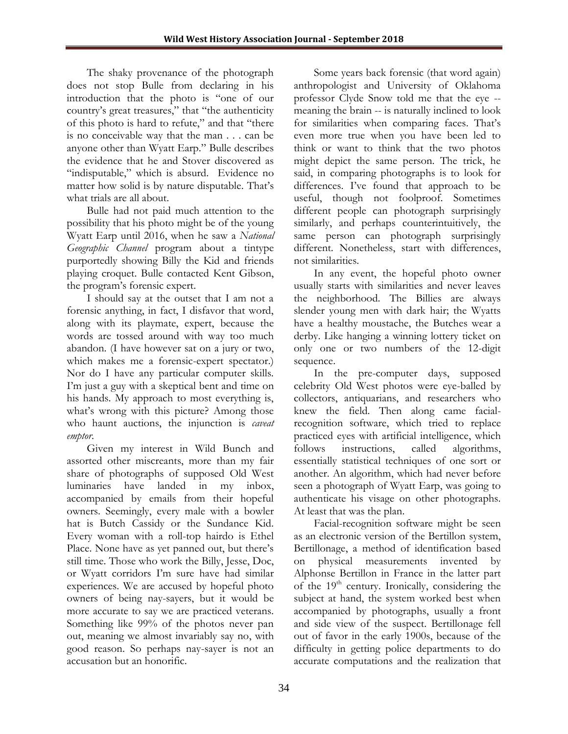The shaky provenance of the photograph does not stop Bulle from declaring in his introduction that the photo is "one of our country's great treasures," that "the authenticity of this photo is hard to refute," and that "there is no conceivable way that the man . . . can be anyone other than Wyatt Earp." Bulle describes the evidence that he and Stover discovered as "indisputable," which is absurd. Evidence no matter how solid is by nature disputable. That's what trials are all about.

Bulle had not paid much attention to the possibility that his photo might be of the young Wyatt Earp until 2016, when he saw a *National Geographic Channel* program about a tintype purportedly showing Billy the Kid and friends playing croquet. Bulle contacted Kent Gibson, the program's forensic expert.

I should say at the outset that I am not a forensic anything, in fact, I disfavor that word, along with its playmate, expert, because the words are tossed around with way too much abandon. (I have however sat on a jury or two, which makes me a forensic-expert spectator.) Nor do I have any particular computer skills. I'm just a guy with a skeptical bent and time on his hands. My approach to most everything is, what's wrong with this picture? Among those who haunt auctions, the injunction is *caveat emptor*.

Given my interest in Wild Bunch and assorted other miscreants, more than my fair share of photographs of supposed Old West luminaries have landed in my inbox, accompanied by emails from their hopeful owners. Seemingly, every male with a bowler hat is Butch Cassidy or the Sundance Kid. Every woman with a roll-top hairdo is Ethel Place. None have as yet panned out, but there's still time. Those who work the Billy, Jesse, Doc, or Wyatt corridors I'm sure have had similar experiences. We are accused by hopeful photo owners of being nay-sayers, but it would be more accurate to say we are practiced veterans. Something like 99% of the photos never pan out, meaning we almost invariably say no, with good reason. So perhaps nay-sayer is not an accusation but an honorific.

Some years back forensic (that word again) anthropologist and University of Oklahoma professor Clyde Snow told me that the eye -- meaning the brain -- is naturally inclined to look for similarities when comparing faces. That's even more true when you have been led to think or want to think that the two photos might depict the same person. The trick, he said, in comparing photographs is to look for differences. I've found that approach to be useful, though not foolproof. Sometimes different people can photograph surprisingly similarly, and perhaps counterintuitively, the same person can photograph surprisingly different. Nonetheless, start with differences, not similarities.

In any event, the hopeful photo owner usually starts with similarities and never leaves the neighborhood. The Billies are always slender young men with dark hair; the Wyatts have a healthy moustache, the Butches wear a derby. Like hanging a winning lottery ticket on only one or two numbers of the 12-digit sequence.

In the pre-computer days, supposed celebrity Old West photos were eye-balled by collectors, antiquarians, and researchers who knew the field. Then along came facial-recognition software, which tried to replace practiced eyes with artificial intelligence, which follows instructions, called algorithms, essentially statistical techniques of one sort or another. An algorithm, which had never before seen a photograph of Wyatt Earp, was going to authenticate his visage on other photographs. At least that was the plan.

Facial-recognition software might be seen as an electronic version of the Bertillon system, Bertillonage, a method of identification based on physical measurements invented by Alphonse Bertillon in France in the latter part of the 19th century. Ironically, considering the subject at hand, the system worked best when accompanied by photographs, usually a front and side view of the suspect. Bertillonage fell out of favor in the early 1900s, because of the difficulty in getting police departments to do accurate computations and the realization that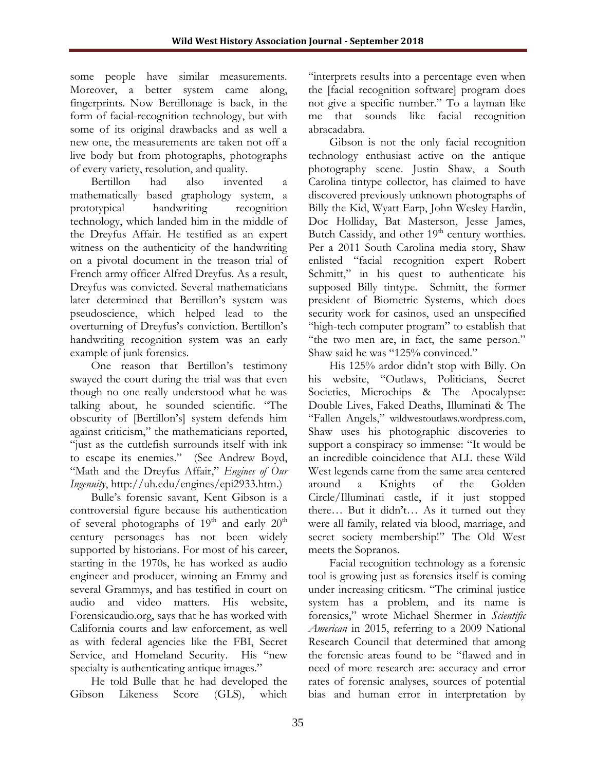some people have similar measurements. Moreover, a better system came along, fingerprints. Now Bertillonage is back, in the form of facial-recognition technology, but with some of its original drawbacks and as well a new one, the measurements are taken not off a live body but from photographs, photographs of every variety, resolution, and quality.

Bertillon had also invented a mathematically based graphology system, a prototypical handwriting recognition technology, which landed him in the middle of the Dreyfus Affair. He testified as an expert witness on the authenticity of the handwriting on a pivotal document in the treason trial of French army officer Alfred Dreyfus. As a result, Dreyfus was convicted. Several mathematicians later determined that Bertillon's system was pseudoscience, which helped lead to the overturning of Dreyfus's conviction. Bertillon's handwriting recognition system was an early example of junk forensics.

One reason that Bertillon's testimony swayed the court during the trial was that even though no one really understood what he was talking about, he sounded scientific. "The obscurity of [Bertillon's] system defends him against criticism," the mathematicians reported, "just as the cuttlefish surrounds itself with ink to escape its enemies." (See Andrew Boyd, "Math and the Dreyfus Affair," *Engines of Our Ingenuity*, http://uh.edu/engines/epi2933.htm.)

Bulle's forensic savant, Kent Gibson is a controversial figure because his authentication of several photographs of 19th and early 20th century personages has not been widely supported by historians. For most of his career, starting in the 1970s, he has worked as audio engineer and producer, winning an Emmy and several Grammys, and has testified in court on audio and video matters. His website, Forensicaudio.org, says that he has worked with California courts and law enforcement, as well as with federal agencies like the FBI, Secret Service, and Homeland Security. His "new specialty is authenticating antique images."

He told Bulle that he had developed the Gibson Likeness Score (GLS), which "interprets results into a percentage even when the [facial recognition software] program does not give a specific number." To a layman like me that sounds like facial recognition abracadabra.

Gibson is not the only facial recognition technology enthusiast active on the antique photography scene. Justin Shaw, a South Carolina tintype collector, has claimed to have discovered previously unknown photographs of Billy the Kid, Wyatt Earp, John Wesley Hardin, Doc Holliday, Bat Masterson, Jesse James, Butch Cassidy, and other 19th century worthies. Per a 2011 South Carolina media story, Shaw enlisted "facial recognition expert Robert Schmitt," in his quest to authenticate his supposed Billy tintype. Schmitt, the former president of Biometric Systems, which does security work for casinos, used an unspecified "high-tech computer program" to establish that "the two men are, in fact, the same person." Shaw said he was "125% convinced."

His 125% ardor didn't stop with Billy. On his website, "Outlaws, Politicians, Secret Societies, Microchips & The Apocalypse: Double Lives, Faked Deaths, Illuminati & The "Fallen Angels," wildwestoutlaws.wordpress.com, Shaw uses his photographic discoveries to support a conspiracy so immense: "It would be an incredible coincidence that ALL these Wild West legends came from the same area centered around a Knights of the Golden Circle/Illuminati castle, if it just stopped there… But it didn't… As it turned out they were all family, related via blood, marriage, and secret society membership!" The Old West meets the Sopranos.

Facial recognition technology as a forensic tool is growing just as forensics itself is coming under increasing criticism. "The criminal justice system has a problem, and its name is forensics," wrote Michael Shermer in *Scientific American* in 2015, referring to a 2009 National Research Council that determined that among the forensic areas found to be "flawed and in need of more research are: accuracy and error rates of forensic analyses, sources of potential bias and human error in interpretation by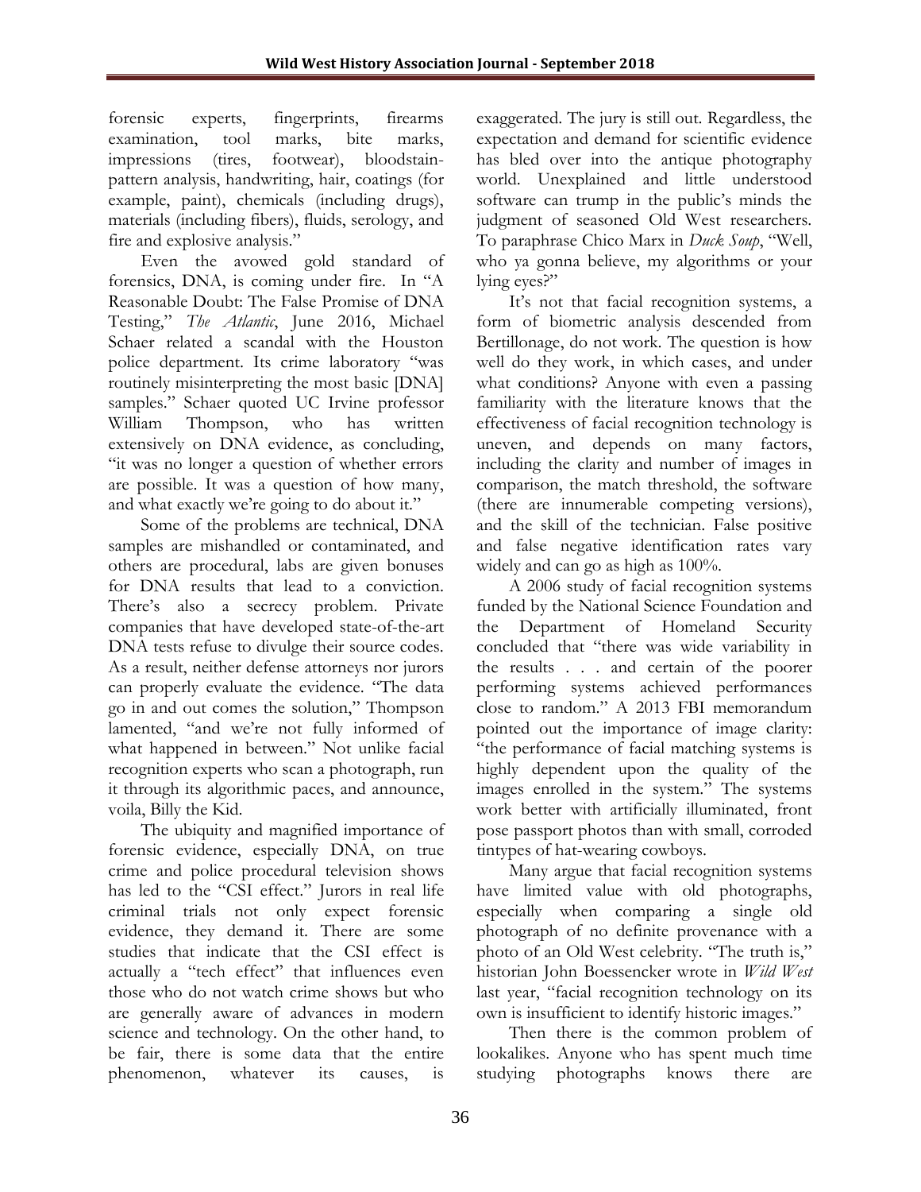forensic experts, fingerprints, firearms examination, tool marks, bite marks, impressions (tires, footwear), bloodstain-pattern analysis, handwriting, hair, coatings (for example, paint), chemicals (including drugs), materials (including fibers), fluids, serology, and fire and explosive analysis."

Even the avowed gold standard of forensics, DNA, is coming under fire. In "A Reasonable Doubt: The False Promise of DNA Testing," *The Atlantic*, June 2016, Michael Schaer related a scandal with the Houston police department. Its crime laboratory "was routinely misinterpreting the most basic [DNA] samples." Schaer quoted UC Irvine professor William Thompson, who has written extensively on DNA evidence, as concluding, "it was no longer a question of whether errors are possible. It was a question of how many, and what exactly we're going to do about it."

Some of the problems are technical, DNA samples are mishandled or contaminated, and others are procedural, labs are given bonuses for DNA results that lead to a conviction. There's also a secrecy problem. Private companies that have developed state-of-the-art DNA tests refuse to divulge their source codes. As a result, neither defense attorneys nor jurors can properly evaluate the evidence. "The data go in and out comes the solution," Thompson lamented, "and we're not fully informed of what happened in between." Not unlike facial recognition experts who scan a photograph, run it through its algorithmic paces, and announce, voila, Billy the Kid.

The ubiquity and magnified importance of forensic evidence, especially DNA, on true crime and police procedural television shows has led to the "CSI effect." Jurors in real life criminal trials not only expect forensic evidence, they demand it. There are some studies that indicate that the CSI effect is actually a "tech effect" that influences even those who do not watch crime shows but who are generally aware of advances in modern science and technology. On the other hand, to be fair, there is some data that the entire phenomenon, whatever its causes, is exaggerated. The jury is still out. Regardless, the expectation and demand for scientific evidence has bled over into the antique photography world. Unexplained and little understood software can trump in the public's minds the judgment of seasoned Old West researchers. To paraphrase Chico Marx in *Duck Soup*, "Well, who ya gonna believe, my algorithms or your lying eyes?"

It's not that facial recognition systems, a form of biometric analysis descended from Bertillonage, do not work. The question is how well do they work, in which cases, and under what conditions? Anyone with even a passing familiarity with the literature knows that the effectiveness of facial recognition technology is uneven, and depends on many factors, including the clarity and number of images in comparison, the match threshold, the software (there are innumerable competing versions), and the skill of the technician. False positive and false negative identification rates vary widely and can go as high as 100%.

A 2006 study of facial recognition systems funded by the National Science Foundation and the Department of Homeland Security concluded that "there was wide variability in the results . . . and certain of the poorer performing systems achieved performances close to random." A 2013 FBI memorandum pointed out the importance of image clarity: "the performance of facial matching systems is highly dependent upon the quality of the images enrolled in the system." The systems work better with artificially illuminated, front pose passport photos than with small, corroded tintypes of hat-wearing cowboys.

Many argue that facial recognition systems have limited value with old photographs, especially when comparing a single old photograph of no definite provenance with a photo of an Old West celebrity. "The truth is," historian John Boessencker wrote in *Wild West* last year, "facial recognition technology on its own is insufficient to identify historic images."

Then there is the common problem of lookalikes. Anyone who has spent much time studying photographs knows there are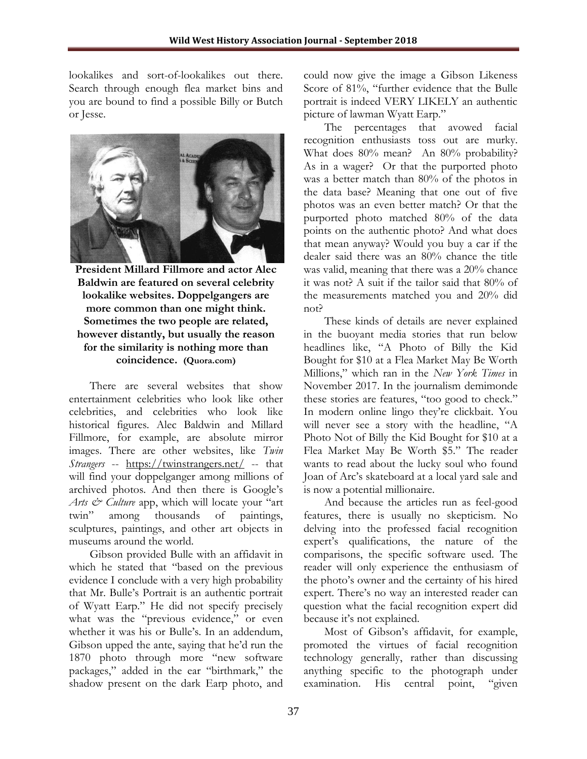lookalikes and sort-of-lookalikes out there. Search through enough flea market bins and you are bound to find a possible Billy or Butch or Jesse.

**President Millard Fillmore and actor Alec Baldwin are featured on several celebrity lookalike websites. Doppelgangers are more common than one might think. Sometimes the two people are related, however distantly, but usually the reason for the similarity is nothing more than coincidence. (Quora.com)**

There are several websites that show entertainment celebrities who look like other celebrities, and celebrities who look like historical figures. Alec Baldwin and Millard Fillmore, for example, are absolute mirror images. There are other websites, like *Twin Strangers* -- https://twinstrangers.net/ -- that will find your doppelganger among millions of archived photos. And then there is Google's *Arts & Culture* app, which will locate your "art twin" among thousands of paintings, sculptures, paintings, and other art objects in museums around the world.

Gibson provided Bulle with an affidavit in which he stated that "based on the previous evidence I conclude with a very high probability that Mr. Bulle's Portrait is an authentic portrait of Wyatt Earp." He did not specify precisely what was the "previous evidence," or even whether it was his or Bulle's. In an addendum, Gibson upped the ante, saying that he'd run the 1870 photo through more "new software packages," added in the ear "birthmark," the shadow present on the dark Earp photo, and could now give the image a Gibson Likeness Score of 81%, "further evidence that the Bulle portrait is indeed VERY LIKELY an authentic picture of lawman Wyatt Earp."

The percentages that avowed facial recognition enthusiasts toss out are murky. What does 80% mean? An 80% probability? As in a wager? Or that the purported photo was a better match than 80% of the photos in the data base? Meaning that one out of five photos was an even better match? Or that the purported photo matched 80% of the data points on the authentic photo? And what does that mean anyway? Would you buy a car if the dealer said there was an 80% chance the title was valid, meaning that there was a 20% chance it was not? A suit if the tailor said that 80% of the measurements matched you and 20% did not?

These kinds of details are never explained in the buoyant media stories that run below headlines like, "A Photo of Billy the Kid Bought for $10 at a Flea Market May Be Worth Millions," which ran in the *New York Times* in November 2017. In the journalism demimonde these stories are features, "too good to check." In modern online lingo they're clickbait. You will never see a story with the headline, "A Photo Not of Billy the Kid Bought for $10 at a Flea Market May Be Worth $5." The reader wants to read about the lucky soul who found Joan of Arc's skateboard at a local yard sale and is now a potential millionaire.

And because the articles run as feel-good features, there is usually no skepticism. No delving into the professed facial recognition expert's qualifications, the nature of the comparisons, the specific software used. The reader will only experience the enthusiasm of the photo's owner and the certainty of his hired expert. There's no way an interested reader can question what the facial recognition expert did because it's not explained.

Most of Gibson's affidavit, for example, promoted the virtues of facial recognition technology generally, rather than discussing anything specific to the photograph under examination. His central point, "given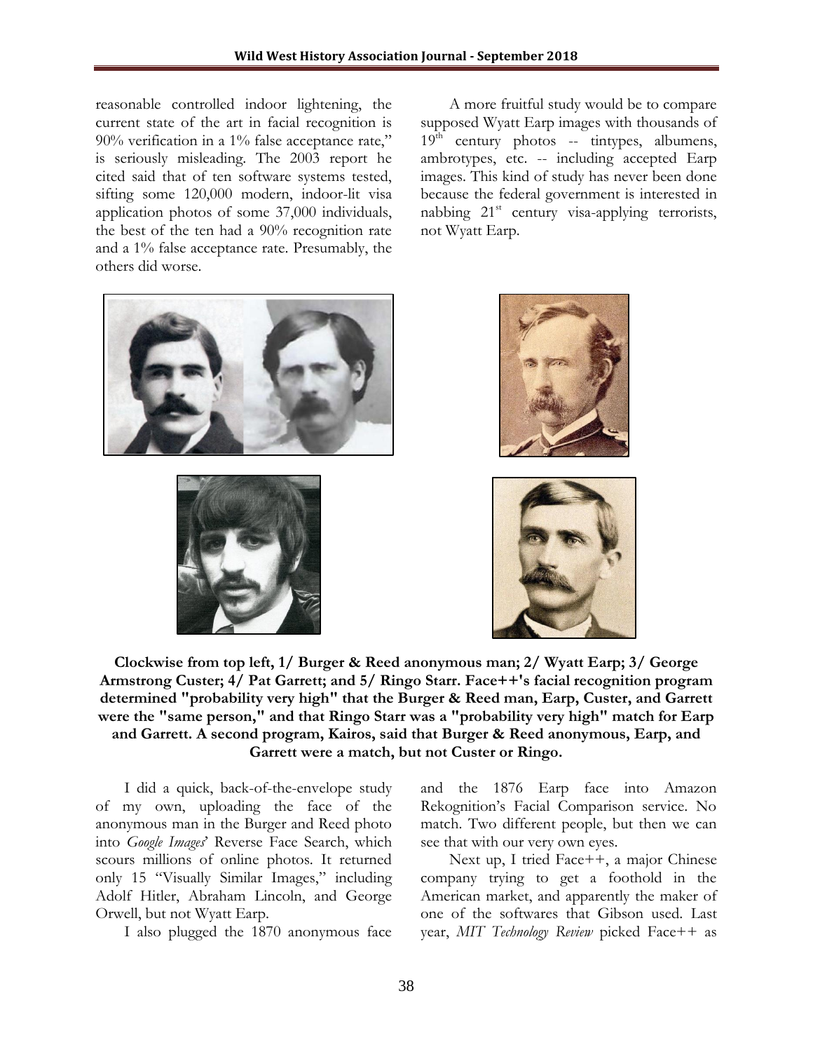reasonable controlled indoor lightening, the current state of the art in facial recognition is 90% verification in a 1% false acceptance rate," is seriously misleading. The 2003 report he cited said that of ten software systems tested, sifting some 120,000 modern, indoor-lit visa application photos of some 37,000 individuals, the best of the ten had a 90% recognition rate and a 1% false acceptance rate. Presumably, the others did worse.

A more fruitful study would be to compare supposed Wyatt Earp images with thousands of 19th century photos -- tintypes, albumens, ambrotypes, etc. -- including accepted Earp images. This kind of study has never been done because the federal government is interested in nabbing 21st century visa-applying terrorists, not Wyatt Earp.

**Clockwise from top left, 1/ Burger & Reed anonymous man; 2/ Wyatt Earp; 3/ George Armstrong Custer; 4/ Pat Garrett; and 5/ Ringo Starr. Face++'s facial recognition program determined "probability very high" that the Burger & Reed man, Earp, Custer, and Garrett were the "same person," and that Ringo Starr was a "probability very high" match for Earp and Garrett. A second program, Kairos, said that Burger & Reed anonymous, Earp, and Garrett were a match, but not Custer or Ringo.**

I did a quick, back-of-the-envelope study of my own, uploading the face of the anonymous man in the Burger and Reed photo into *Google Images*' Reverse Face Search, which scours millions of online photos. It returned only 15 "Visually Similar Images," including Adolf Hitler, Abraham Lincoln, and George Orwell, but not Wyatt Earp.

I also plugged the 1870 anonymous face and the 1876 Earp face into Amazon Rekognition's Facial Comparison service. No match. Two different people, but then we can see that with our very own eyes.

Next up, I tried Face++, a major Chinese company trying to get a foothold in the American market, and apparently the maker of one of the softwares that Gibson used. Last year, *MIT Technology Review* picked Face++ as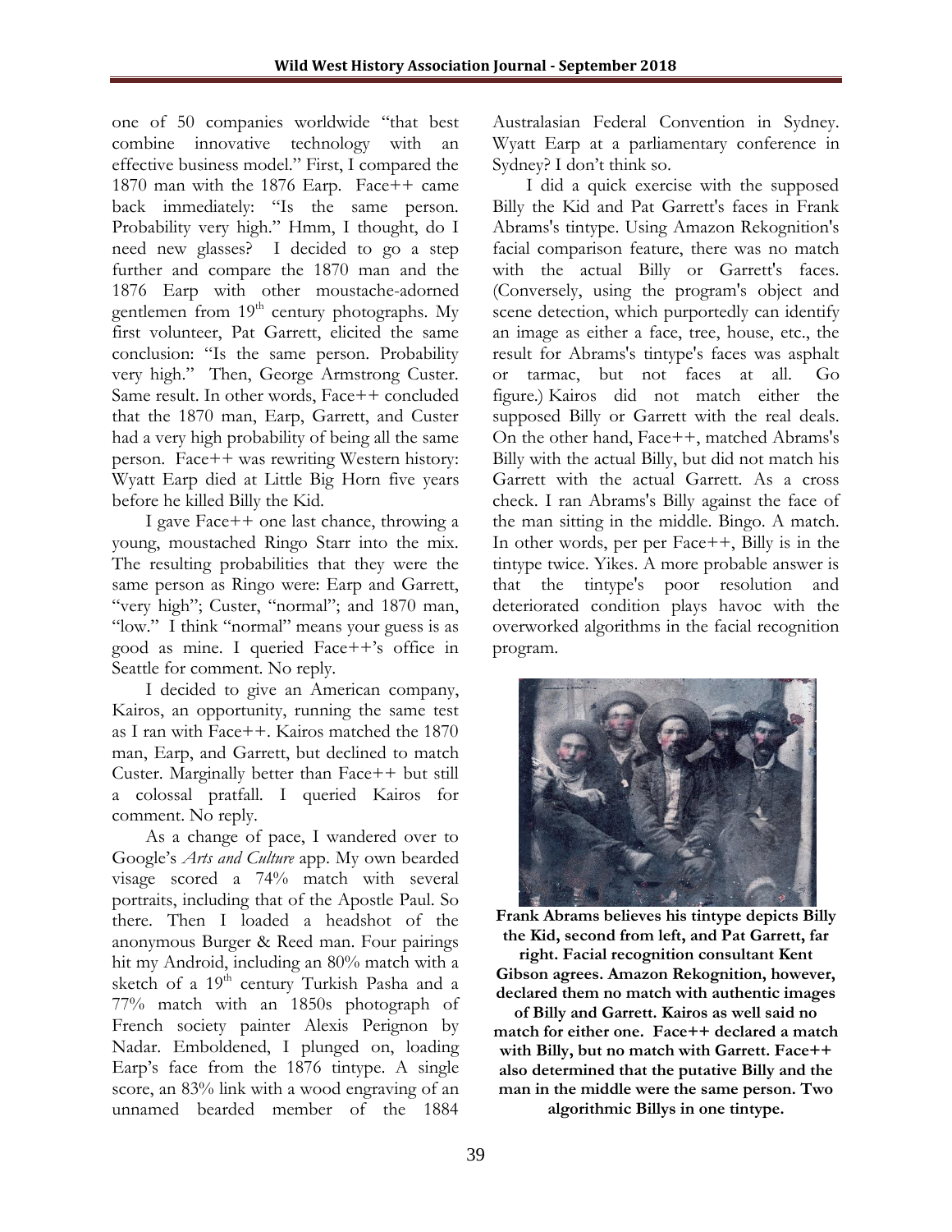one of 50 companies worldwide "that best combine innovative technology with an effective business model." First, I compared the 1870 man with the 1876 Earp. Face++ came back immediately: "Is the same person. Probability very high." Hmm, I thought, do I need new glasses? I decided to go a step further and compare the 1870 man and the 1876 Earp with other moustache-adorned gentlemen from 19th century photographs. My first volunteer, Pat Garrett, elicited the same conclusion: "Is the same person. Probability very high." Then, George Armstrong Custer. Same result. In other words, Face++ concluded that the 1870 man, Earp, Garrett, and Custer had a very high probability of being all the same person. Face++ was rewriting Western history: Wyatt Earp died at Little Big Horn five years before he killed Billy the Kid.

I gave Face++ one last chance, throwing a young, moustached Ringo Starr into the mix. The resulting probabilities that they were the same person as Ringo were: Earp and Garrett, "very high"; Custer, "normal"; and 1870 man, "low." I think "normal" means your guess is as good as mine. I queried Face++'s office in Seattle for comment. No reply.

I decided to give an American company, Kairos, an opportunity, running the same test as I ran with Face++. Kairos matched the 1870 man, Earp, and Garrett, but declined to match Custer. Marginally better than Face++ but still a colossal pratfall. I queried Kairos for comment. No reply.

As a change of pace, I wandered over to Google's *Arts and Culture* app. My own bearded visage scored a 74% match with several portraits, including that of the Apostle Paul. So there. Then I loaded a headshot of the anonymous Burger & Reed man. Four pairings hit my Android, including an 80% match with a sketch of a 19th century Turkish Pasha and a 77% match with an 1850s photograph of French society painter Alexis Perignon by Nadar. Emboldened, I plunged on, loading Earp's face from the 1876 tintype. A single score, an 83% link with a wood engraving of an unnamed bearded member of the 1884 Australasian Federal Convention in Sydney. Wyatt Earp at a parliamentary conference in Sydney? I don't think so.

I did a quick exercise with the supposed Billy the Kid and Pat Garrett's faces in Frank Abrams's tintype. Using Amazon Rekognition's facial comparison feature, there was no match with the actual Billy or Garrett's faces. (Conversely, using the program's object and scene detection, which purportedly can identify an image as either a face, tree, house, etc., the result for Abrams's tintype's faces was asphalt or tarmac, but not faces at all. Go figure.) Kairos did not match either the supposed Billy or Garrett with the real deals. On the other hand, Face++, matched Abrams's Billy with the actual Billy, but did not match his Garrett with the actual Garrett. As a cross check. I ran Abrams's Billy against the face of the man sitting in the middle. Bingo. A match. In other words, per per Face++, Billy is in the tintype twice. Yikes. A more probable answer is that the tintype's poor resolution and deteriorated condition plays havoc with the overworked algorithms in the facial recognition program.

**Frank Abrams believes his tintype depicts Billy the Kid, second from left, and Pat Garrett, far right. Facial recognition consultant Kent Gibson agrees. Amazon Rekognition, however, declared them no match with authentic images of Billy and Garrett. Kairos as well said no match for either one. Face++ declared a match with Billy, but no match with Garrett. Face++ also determined that the putative Billy and the man in the middle were the same person. Two algorithmic Billys in one tintype.**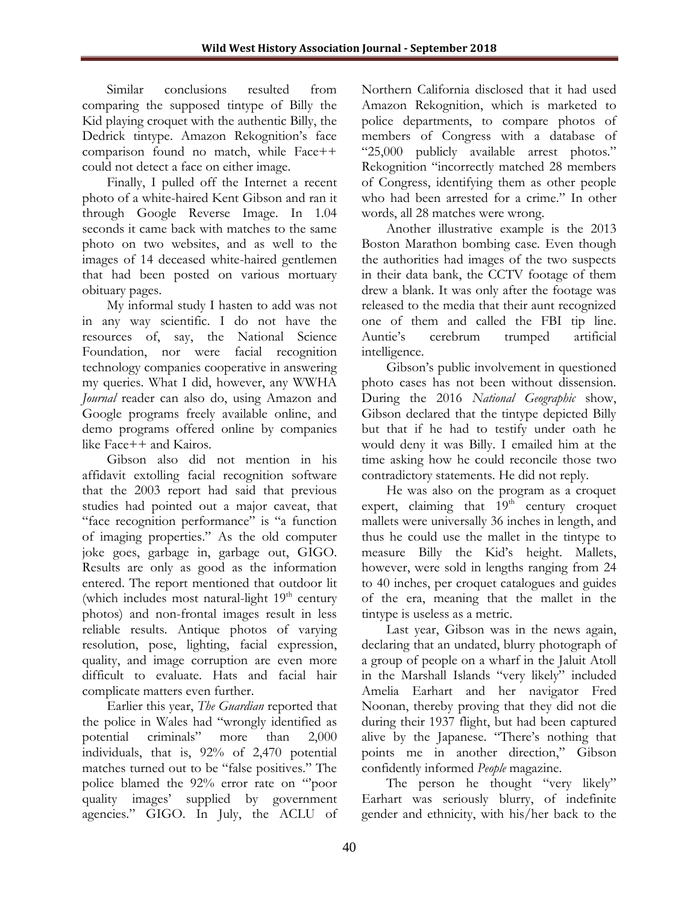Similar conclusions resulted from comparing the supposed tintype of Billy the Kid playing croquet with the authentic Billy, the Dedrick tintype. Amazon Rekognition's face comparison found no match, while Face++ could not detect a face on either image.

Finally, I pulled off the Internet a recent photo of a white-haired Kent Gibson and ran it through Google Reverse Image. In 1.04 seconds it came back with matches to the same photo on two websites, and as well to the images of 14 deceased white-haired gentlemen that had been posted on various mortuary obituary pages.

My informal study I hasten to add was not in any way scientific. I do not have the resources of, say, the National Science Foundation, nor were facial recognition technology companies cooperative in answering my queries. What I did, however, any WWHA *Journal* reader can also do, using Amazon and Google programs freely available online, and demo programs offered online by companies like Face++ and Kairos.

Gibson also did not mention in his affidavit extolling facial recognition software that the 2003 report had said that previous studies had pointed out a major caveat, that "face recognition performance" is "a function of imaging properties." As the old computer joke goes, garbage in, garbage out, GIGO. Results are only as good as the information entered. The report mentioned that outdoor lit (which includes most natural-light 19th century photos) and non-frontal images result in less reliable results. Antique photos of varying resolution, pose, lighting, facial expression, quality, and image corruption are even more difficult to evaluate. Hats and facial hair complicate matters even further.

Earlier this year, *The Guardian* reported that the police in Wales had "wrongly identified as potential criminals" more than 2,000 individuals, that is, 92% of 2,470 potential matches turned out to be "false positives." The police blamed the 92% error rate on "'poor quality images' supplied by government agencies." GIGO. In July, the ACLU of Northern California disclosed that it had used Amazon Rekognition, which is marketed to police departments, to compare photos of members of Congress with a database of "25,000 publicly available arrest photos." Rekognition "incorrectly matched 28 members of Congress, identifying them as other people who had been arrested for a crime." In other words, all 28 matches were wrong.

Another illustrative example is the 2013 Boston Marathon bombing case. Even though the authorities had images of the two suspects in their data bank, the CCTV footage of them drew a blank. It was only after the footage was released to the media that their aunt recognized one of them and called the FBI tip line. Auntie's cerebrum trumped artificial intelligence.

Gibson's public involvement in questioned photo cases has not been without dissension. During the 2016 *National Geographic* show, Gibson declared that the tintype depicted Billy but that if he had to testify under oath he would deny it was Billy. I emailed him at the time asking how he could reconcile those two contradictory statements. He did not reply.

He was also on the program as a croquet expert, claiming that 19th century croquet mallets were universally 36 inches in length, and thus he could use the mallet in the tintype to measure Billy the Kid's height. Mallets, however, were sold in lengths ranging from 24 to 40 inches, per croquet catalogues and guides of the era, meaning that the mallet in the tintype is useless as a metric.

Last year, Gibson was in the news again, declaring that an undated, blurry photograph of a group of people on a wharf in the Jaluit Atoll in the Marshall Islands "very likely" included Amelia Earhart and her navigator Fred Noonan, thereby proving that they did not die during their 1937 flight, but had been captured alive by the Japanese. "There's nothing that points me in another direction," Gibson confidently informed *People* magazine.

The person he thought "very likely" Earhart was seriously blurry, of indefinite gender and ethnicity, with his/her back to the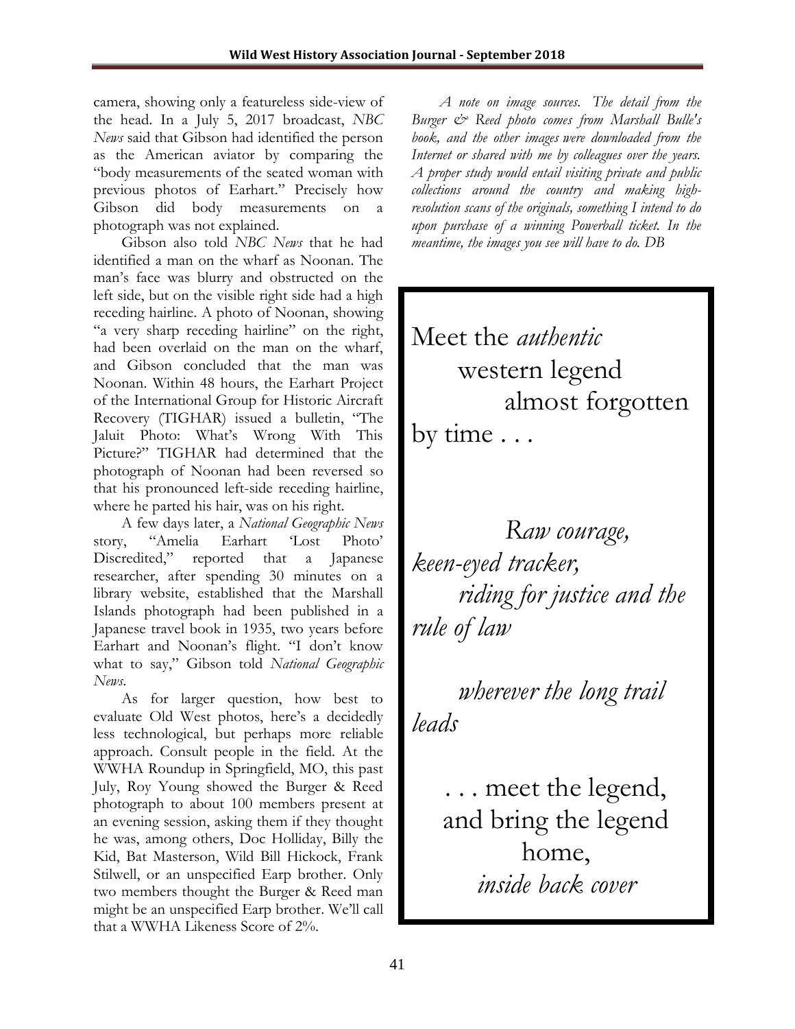camera, showing only a featureless side-view of the head. In a July 5, 2017 broadcast, *NBC News* said that Gibson had identified the person as the American aviator by comparing the "body measurements of the seated woman with previous photos of Earhart." Precisely how Gibson did body measurements on a photograph was not explained.

Gibson also told *NBC News* that he had identified a man on the wharf as Noonan. The man's face was blurry and obstructed on the left side, but on the visible right side had a high receding hairline. A photo of Noonan, showing "a very sharp receding hairline" on the right, had been overlaid on the man on the wharf, and Gibson concluded that the man was Noonan. Within 48 hours, the Earhart Project of the International Group for Historic Aircraft Recovery (TIGHAR) issued a bulletin, "The Jaluit Photo: What's Wrong With This Picture?" TIGHAR had determined that the photograph of Noonan had been reversed so that his pronounced left-side receding hairline, where he parted his hair, was on his right.

A few days later, a *National Geographic News* story, "Amelia Earhart 'Lost Photo' Discredited," reported that a Japanese researcher, after spending 30 minutes on a library website, established that the Marshall Islands photograph had been published in a Japanese travel book in 1935, two years before Earhart and Noonan's flight. "I don't know what to say," Gibson told *National Geographic News*.

As for larger question, how best to evaluate Old West photos, here's a decidedly less technological, but perhaps more reliable approach. Consult people in the field. At the WWHA Roundup in Springfield, MO, this past July, Roy Young showed the Burger & Reed photograph to about 100 members present at an evening session, asking them if they thought he was, among others, Doc Holliday, Billy the Kid, Bat Masterson, Wild Bill Hickock, Frank Stilwell, or an unspecified Earp brother. Only two members thought the Burger & Reed man might be an unspecified Earp brother. We'll call that a WWHA Likeness Score of 2%.

*A note on image sources. The detail from the Burger & Reed photo comes from Marshall Bulle's book, and the other images were downloaded from the Internet or shared with me by colleagues over the years. A proper study would entail visiting private and public collections around the country and making high-resolution scans of the originals, something I intend to do upon purchase of a winning Powerball ticket. In the meantime, the images you see will have to do. DB*

Meet the *authentic*
western legend
almost forgotten
by time . . .

*Raw courage,*
*keen-eyed tracker,*
*riding for justice and the rule of law*

*wherever the long trail leads*

. . . meet the legend,
and bring the legend
home,
*inside back cover*